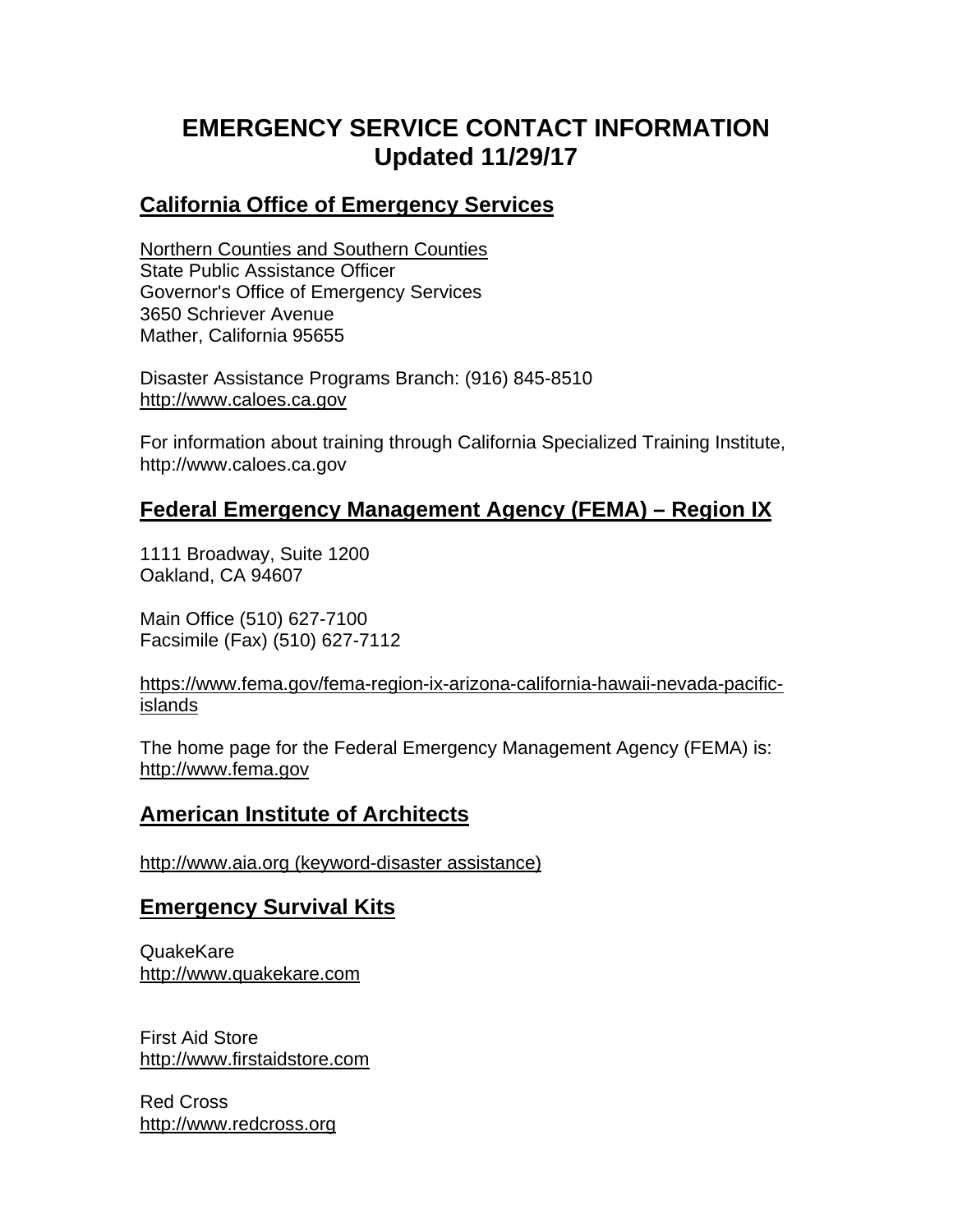# EMERGENCY SERVICE CONTACT INFORMATION
# Updated 11/29/17

## California Office of Emergency Services

Northern Counties and Southern Counties
State Public Assistance Officer
Governor's Office of Emergency Services
3650 Schriever Avenue
Mather, California 95655

Disaster Assistance Programs Branch: (916) 845-8510
http://www.caloes.ca.gov

For information about training through California Specialized Training Institute, http://www.caloes.ca.gov

## Federal Emergency Management Agency (FEMA) – Region IX

1111 Broadway, Suite 1200
Oakland, CA 94607

Main Office (510) 627-7100
Facsimile (Fax) (510) 627-7112

https://www.fema.gov/fema-region-ix-arizona-california-hawaii-nevada-pacific-islands

The home page for the Federal Emergency Management Agency (FEMA) is: http://www.fema.gov

## American Institute of Architects

http://www.aia.org (keyword-disaster assistance)

## Emergency Survival Kits

QuakeKare
http://www.quakekare.com

First Aid Store
http://www.firstaidstore.com

Red Cross
http://www.redcross.org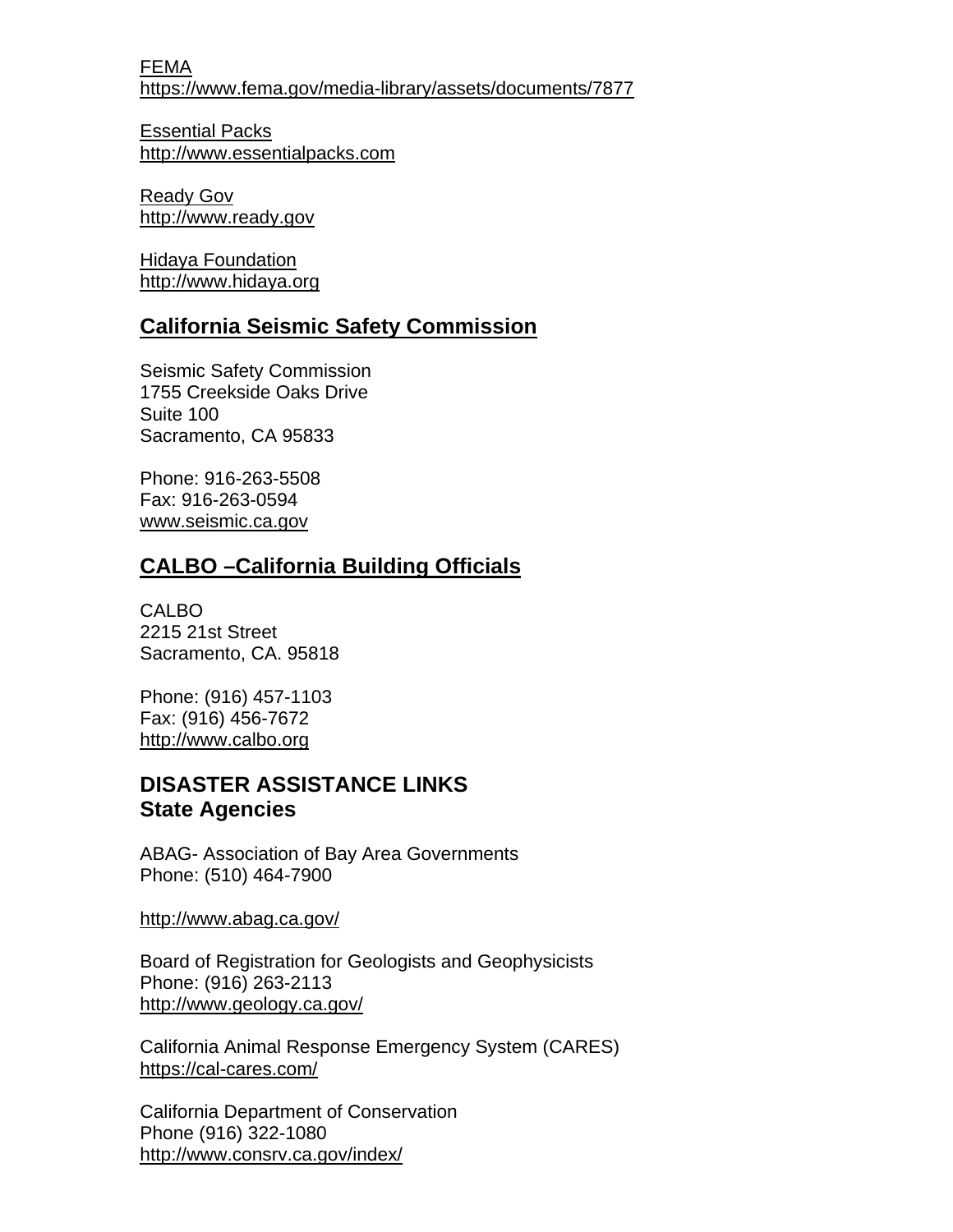FEMA
https://www.fema.gov/media-library/assets/documents/7877

Essential Packs
http://www.essentialpacks.com

Ready Gov
http://www.ready.gov

Hidaya Foundation
http://www.hidaya.org

## California Seismic Safety Commission

Seismic Safety Commission
1755 Creekside Oaks Drive
Suite 100
Sacramento, CA 95833

Phone: 916-263-5508
Fax: 916-263-0594
www.seismic.ca.gov

## CALBO –California Building Officials

CALBO
2215 21st Street
Sacramento, CA. 95818

Phone: (916) 457-1103
Fax: (916) 456-7672
http://www.calbo.org

## DISASTER ASSISTANCE LINKS
## State Agencies

ABAG- Association of Bay Area Governments
Phone: (510) 464-7900

http://www.abag.ca.gov/

Board of Registration for Geologists and Geophysicists
Phone: (916) 263-2113
http://www.geology.ca.gov/

California Animal Response Emergency System (CARES)
https://cal-cares.com/

California Department of Conservation
Phone (916) 322-1080
http://www.consrv.ca.gov/index/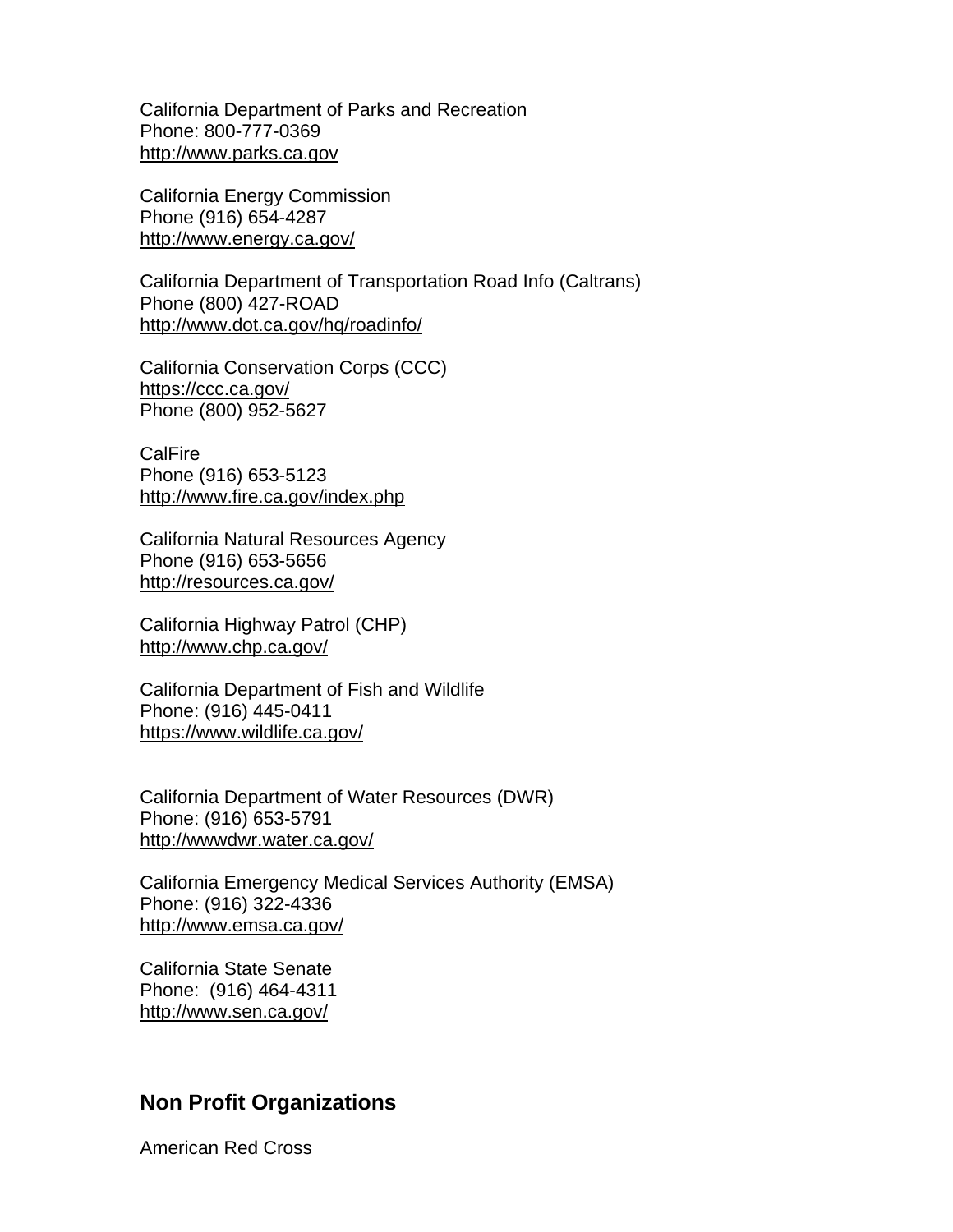California Department of Parks and Recreation
Phone: 800-777-0369
http://www.parks.ca.gov

California Energy Commission
Phone (916) 654-4287
http://www.energy.ca.gov/

California Department of Transportation Road Info (Caltrans)
Phone (800) 427-ROAD
http://www.dot.ca.gov/hq/roadinfo/

California Conservation Corps (CCC)
https://ccc.ca.gov/
Phone (800) 952-5627

CalFire
Phone (916) 653-5123
http://www.fire.ca.gov/index.php

California Natural Resources Agency
Phone (916) 653-5656
http://resources.ca.gov/

California Highway Patrol (CHP)
http://www.chp.ca.gov/

California Department of Fish and Wildlife
Phone: (916) 445-0411
https://www.wildlife.ca.gov/

California Department of Water Resources (DWR)
Phone: (916) 653-5791
http://wwwdwr.water.ca.gov/

California Emergency Medical Services Authority (EMSA)
Phone: (916) 322-4336
http://www.emsa.ca.gov/

California State Senate
Phone: (916) 464-4311
http://www.sen.ca.gov/

## Non Profit Organizations

American Red Cross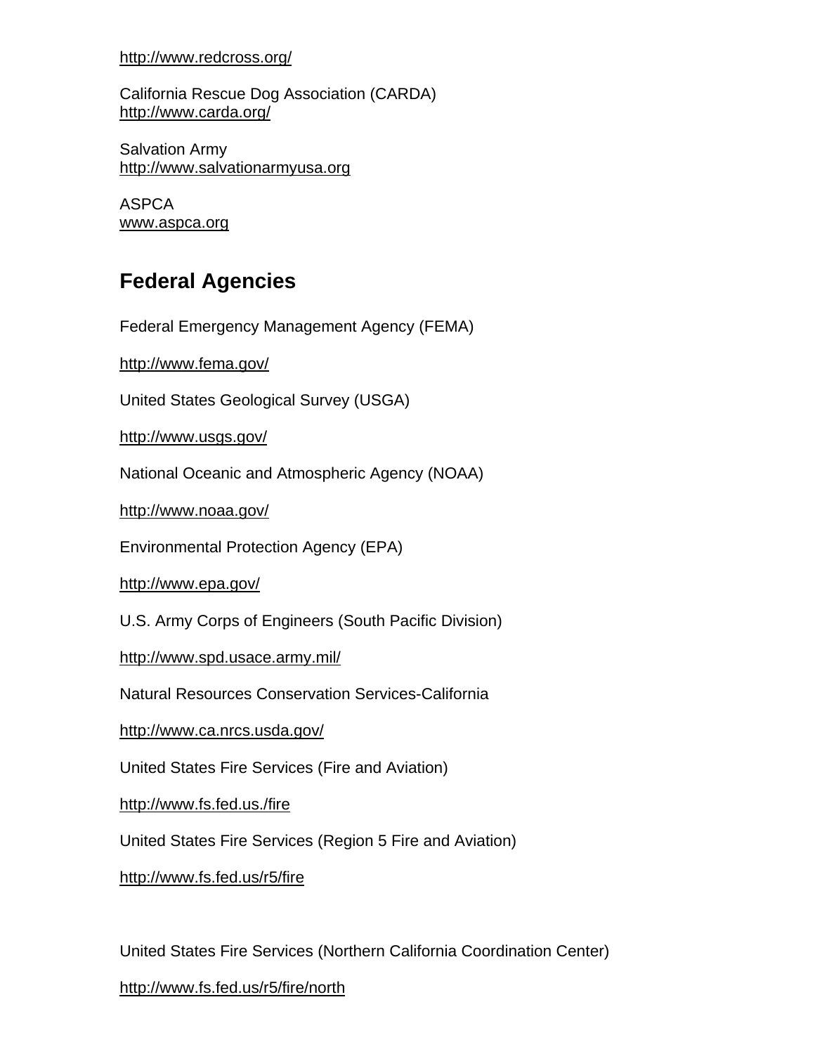http://www.redcross.org/

California Rescue Dog Association (CARDA)
http://www.carda.org/

Salvation Army
http://www.salvationarmyusa.org

ASPCA
www.aspca.org

## Federal Agencies

Federal Emergency Management Agency (FEMA)

http://www.fema.gov/

United States Geological Survey (USGA)

http://www.usgs.gov/

National Oceanic and Atmospheric Agency (NOAA)

http://www.noaa.gov/

Environmental Protection Agency (EPA)

http://www.epa.gov/

U.S. Army Corps of Engineers (South Pacific Division)

http://www.spd.usace.army.mil/

Natural Resources Conservation Services-California

http://www.ca.nrcs.usda.gov/

United States Fire Services (Fire and Aviation)

http://www.fs.fed.us./fire

United States Fire Services (Region 5 Fire and Aviation)

http://www.fs.fed.us/r5/fire

United States Fire Services (Northern California Coordination Center)

http://www.fs.fed.us/r5/fire/north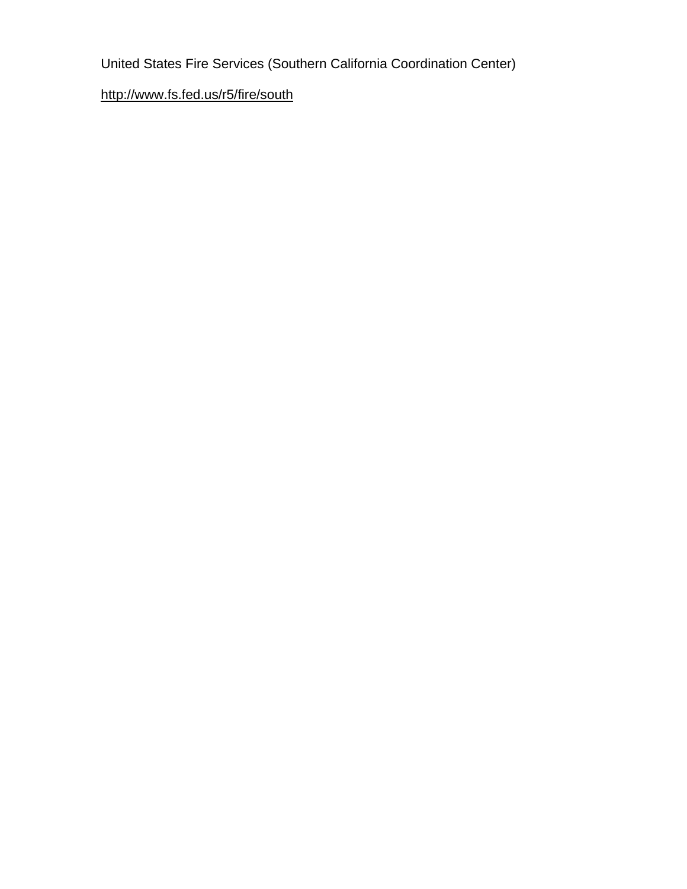United States Fire Services (Southern California Coordination Center)

http://www.fs.fed.us/r5/fire/south